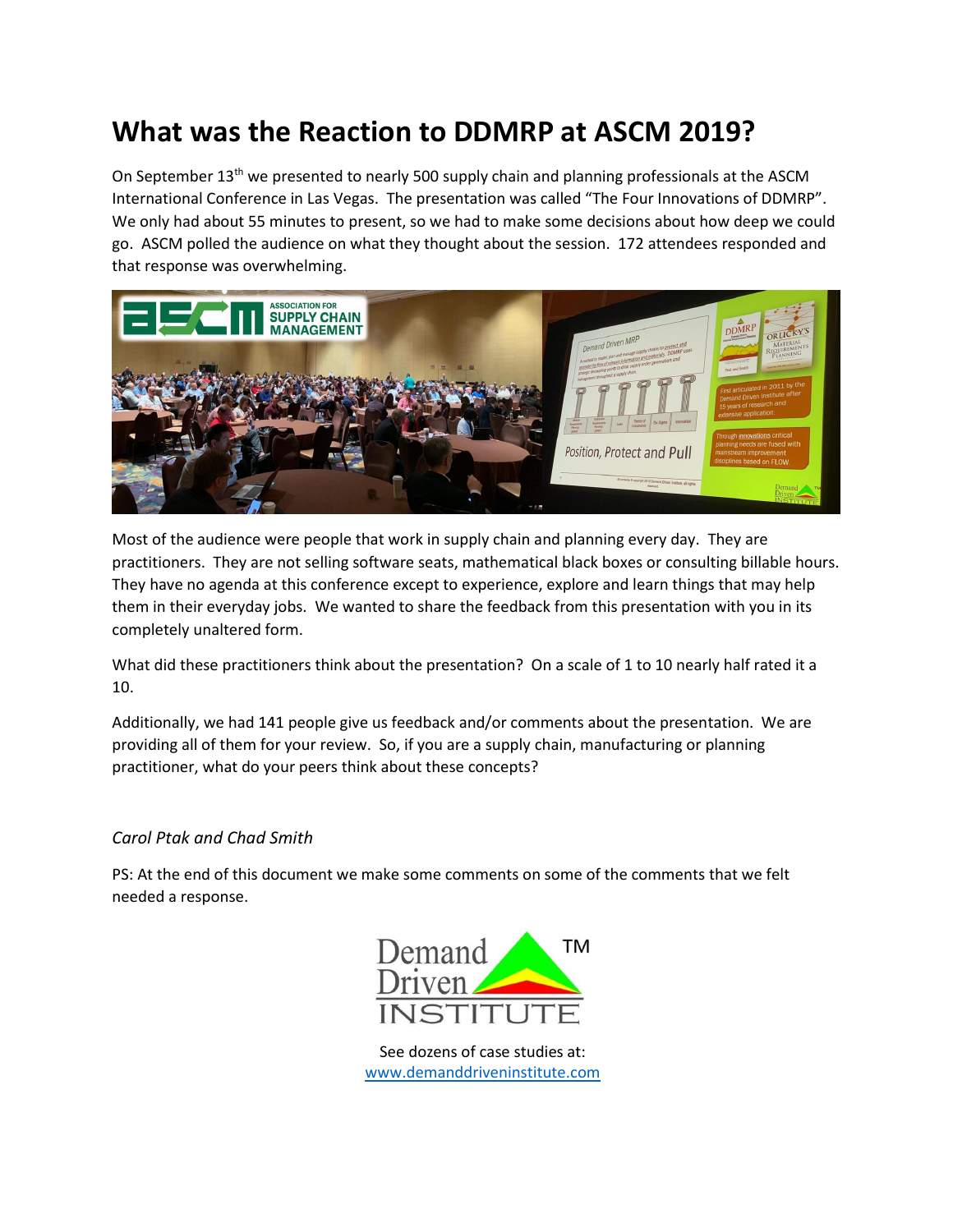# What was the Reaction to DDMRP at ASCM 2019?

On September 13th we presented to nearly 500 supply chain and planning professionals at the ASCM International Conference in Las Vegas. The presentation was called "The Four Innovations of DDMRP". We only had about 55 minutes to present, so we had to make some decisions about how deep we could go. ASCM polled the audience on what they thought about the session. 172 attendees responded and that response was overwhelming.

Most of the audience were people that work in supply chain and planning every day. They are practitioners. They are not selling software seats, mathematical black boxes or consulting billable hours. They have no agenda at this conference except to experience, explore and learn things that may help them in their everyday jobs. We wanted to share the feedback from this presentation with you in its completely unaltered form.

What did these practitioners think about the presentation? On a scale of 1 to 10 nearly half rated it a 10.

Additionally, we had 141 people give us feedback and/or comments about the presentation. We are providing all of them for your review. So, if you are a supply chain, manufacturing or planning practitioner, what do your peers think about these concepts?

*Carol Ptak and Chad Smith*

PS: At the end of this document we make some comments on some of the comments that we felt needed a response.

See dozens of case studies at:
www.demanddriveninstitute.com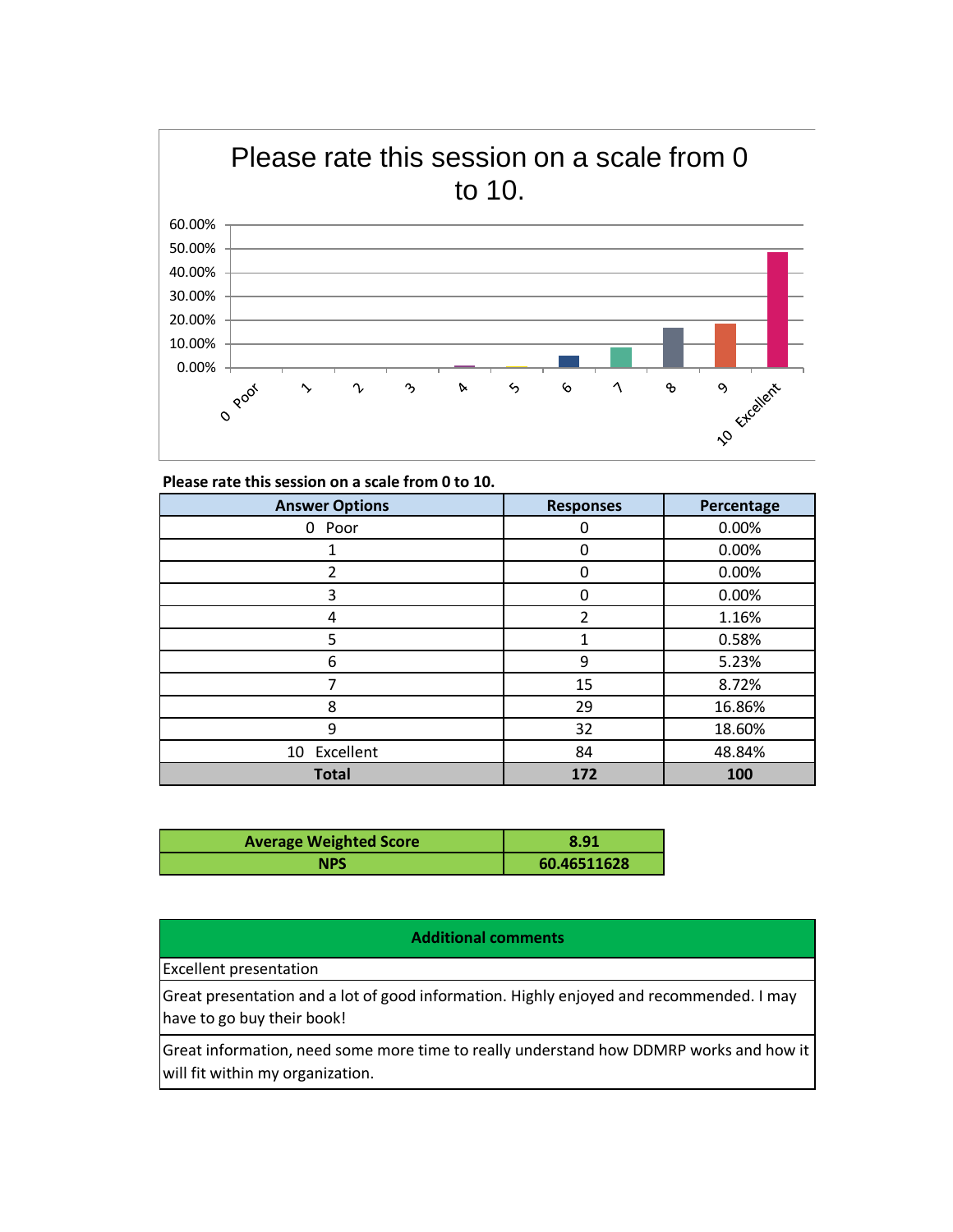## Please rate this session on a scale from 0 to 10.

**Please rate this session on a scale from 0 to 10.**

| Answer Options | Responses | Percentage |
|---|---|---|
| 0 Poor | 0 | 0.00% |
| 1 | 0 | 0.00% |
| 2 | 0 | 0.00% |
| 3 | 0 | 0.00% |
| 4 | 2 | 1.16% |
| 5 | 1 | 0.58% |
| 6 | 9 | 5.23% |
| 7 | 15 | 8.72% |
| 8 | 29 | 16.86% |
| 9 | 32 | 18.60% |
| 10 Excellent | 84 | 48.84% |
| **Total** | **172** | **100** |

| | |
|---|---|
| **Average Weighted Score** | **8.91** |
| **NPS** | **60.46511628** |

| **Additional comments** |
|---|
| Excellent presentation |
| Great presentation and a lot of good information. Highly enjoyed and recommended. I may have to go buy their book! |
| Great information, need some more time to really understand how DDMRP works and how it will fit within my organization. |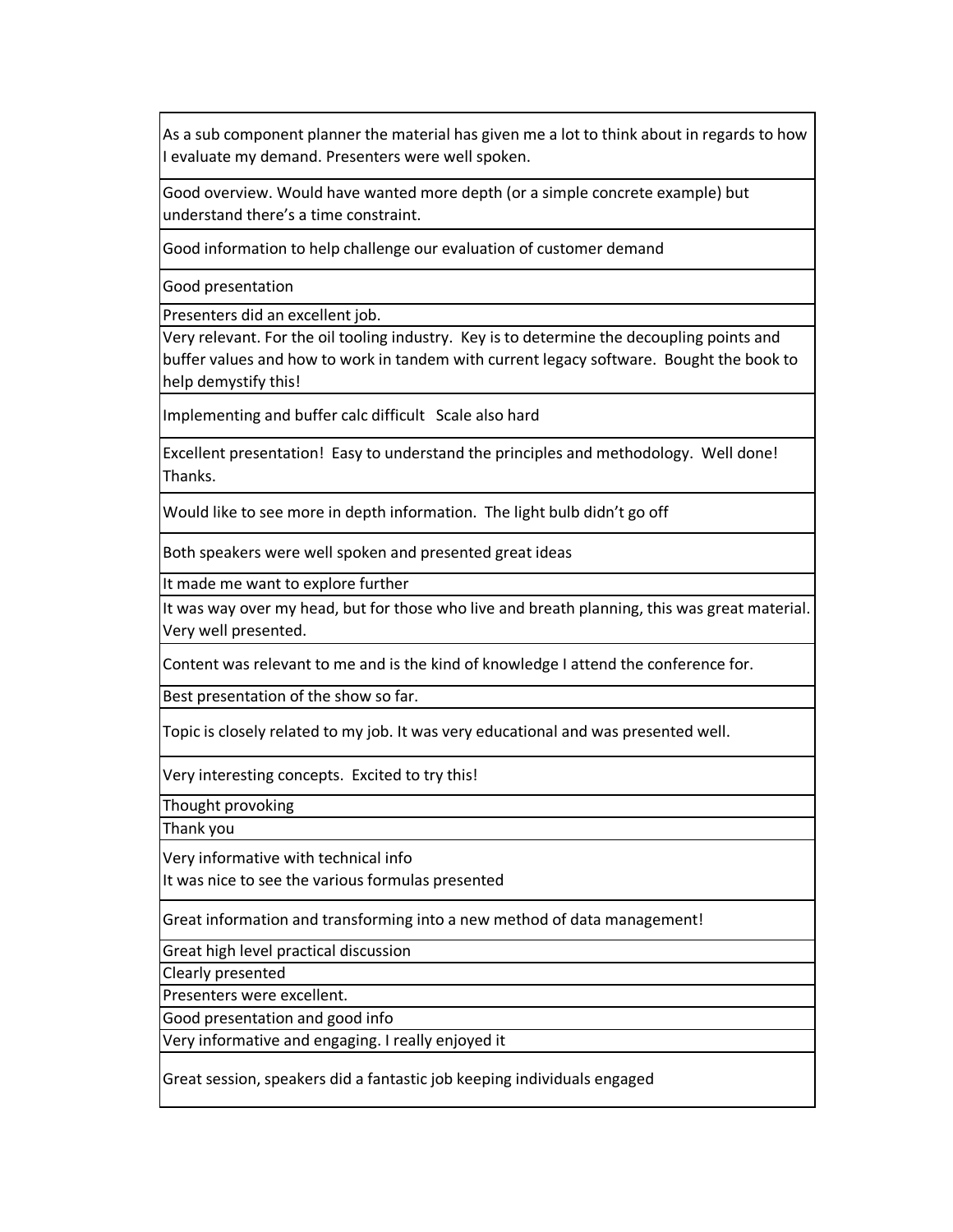| |
|---|
| As a sub component planner the material has given me a lot to think about in regards to how I evaluate my demand. Presenters were well spoken. |
| Good overview. Would have wanted more depth (or a simple concrete example) but understand there’s a time constraint. |
| Good information to help challenge our evaluation of customer demand |
| Good presentation |
| Presenters did an excellent job. |
| Very relevant. For the oil tooling industry.  Key is to determine the decoupling points and buffer values and how to work in tandem with current legacy software.  Bought the book to help demystify this! |
| Implementing and buffer calc difficult   Scale also hard |
| Excellent presentation!  Easy to understand the principles and methodology.  Well done!  Thanks. |
| Would like to see more in depth information.  The light bulb didn’t go off |
| Both speakers were well spoken and presented great ideas |
| It made me want to explore further |
| It was way over my head, but for those who live and breath planning, this was great material. Very well presented. |
| Content was relevant to me and is the kind of knowledge I attend the conference for. |
| Best presentation of the show so far. |
| Topic is closely related to my job. It was very educational and was presented well. |
| Very interesting concepts.  Excited to try this! |
| Thought provoking |
| Thank you |
| Very informative with technical info<br>It was nice to see the various formulas presented |
| Great information and transforming into a new method of data management! |
| Great high level practical discussion |
| Clearly presented |
| Presenters were excellent. |
| Good presentation and good info |
| Very informative and engaging. I really enjoyed it |
| Great session, speakers did a fantastic job keeping individuals engaged |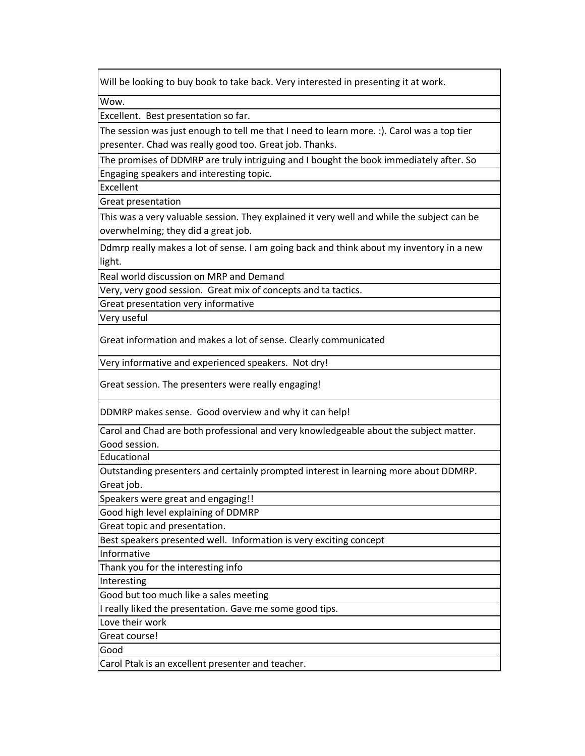| Will be looking to buy book to take back. Very interested in presenting it at work. |
|---|
| Wow. |
| Excellent. Best presentation so far. |
| The session was just enough to tell me that I need to learn more. :). Carol was a top tier presenter. Chad was really good too. Great job. Thanks. |
| The promises of DDMRP are truly intriguing and I bought the book immediately after. So |
| Engaging speakers and interesting topic. |
| Excellent |
| Great presentation |
| This was a very valuable session. They explained it very well and while the subject can be overwhelming; they did a great job. |
| Ddmrp really makes a lot of sense. I am going back and think about my inventory in a new light. |
| Real world discussion on MRP and Demand |
| Very, very good session. Great mix of concepts and ta tactics. |
| Great presentation very informative |
| Very useful |
| Great information and makes a lot of sense. Clearly communicated |
| Very informative and experienced speakers. Not dry! |
| Great session. The presenters were really engaging! |
| DDMRP makes sense. Good overview and why it can help! |
| Carol and Chad are both professional and very knowledgeable about the subject matter. Good session. |
| Educational |
| Outstanding presenters and certainly prompted interest in learning more about DDMRP. Great job. |
| Speakers were great and engaging!! |
| Good high level explaining of DDMRP |
| Great topic and presentation. |
| Best speakers presented well. Information is very exciting concept |
| Informative |
| Thank you for the interesting info |
| Interesting |
| Good but too much like a sales meeting |
| I really liked the presentation. Gave me some good tips. |
| Love their work |
| Great course! |
| Good |
| Carol Ptak is an excellent presenter and teacher. |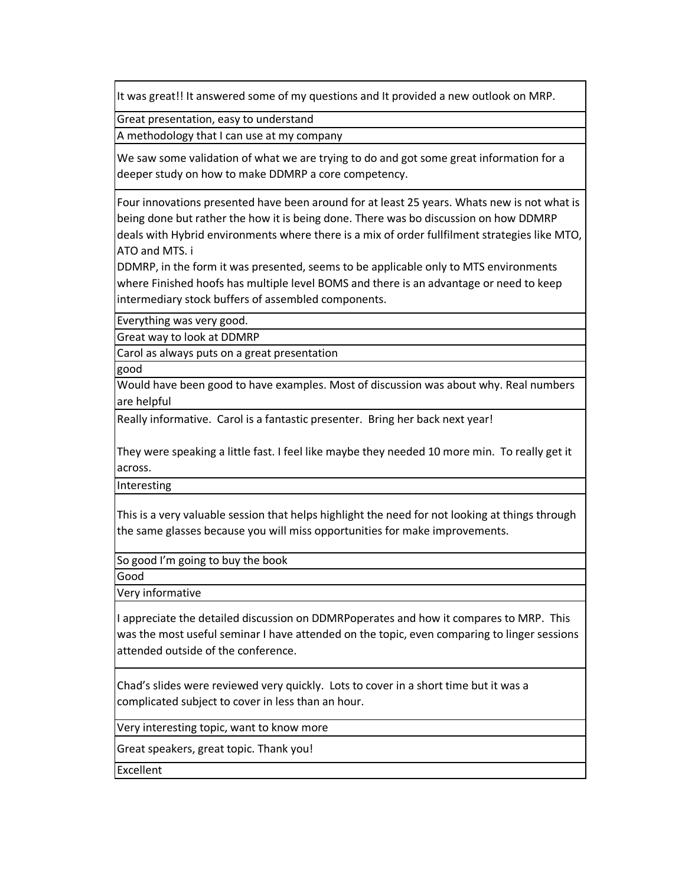| |
|---|
| It was great!! It answered some of my questions and It provided a new outlook on MRP. |
| Great presentation, easy to understand |
| A methodology that I can use at my company |
| We saw some validation of what we are trying to do and got some great information for a deeper study on how to make DDMRP a core competency. |
| Four innovations presented have been around for at least 25 years. Whats new is not what is being done but rather the how it is being done. There was bo discussion on how DDMRP deals with Hybrid environments where there is a mix of order fullfilment strategies like MTO, ATO and MTS. i<br>DDMRP, in the form it was presented, seems to be applicable only to MTS environments where Finished hoofs has multiple level BOMS and there is an advantage or need to keep intermediary stock buffers of assembled components. |
| Everything was very good. |
| Great way to look at DDMRP |
| Carol as always puts on a great presentation |
| good |
| Would have been good to have examples. Most of discussion was about why. Real numbers are helpful |
| Really informative. Carol is a fantastic presenter. Bring her back next year!<br><br>They were speaking a little fast. I feel like maybe they needed 10 more min. To really get it across. |
| Interesting |
| This is a very valuable session that helps highlight the need for not looking at things through the same glasses because you will miss opportunities for make improvements. |
| So good I'm going to buy the book |
| Good |
| Very informative |
| I appreciate the detailed discussion on DDMRPoperates and how it compares to MRP. This was the most useful seminar I have attended on the topic, even comparing to linger sessions attended outside of the conference. |
| Chad's slides were reviewed very quickly. Lots to cover in a short time but it was a complicated subject to cover in less than an hour. |
| Very interesting topic, want to know more |
| Great speakers, great topic. Thank you! |
| Excellent |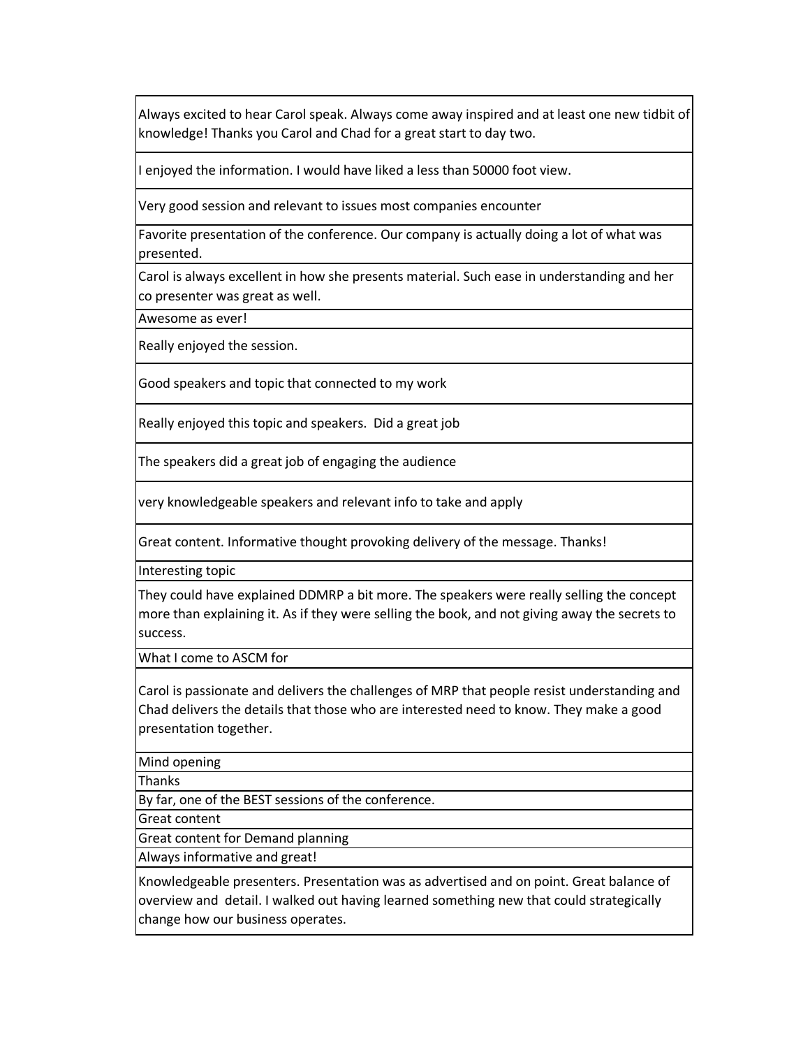| |
|---|
| Always excited to hear Carol speak. Always come away inspired and at least one new tidbit of knowledge! Thanks you Carol and Chad for a great start to day two. |
| I enjoyed the information. I would have liked a less than 50000 foot view. |
| Very good session and relevant to issues most companies encounter |
| Favorite presentation of the conference. Our company is actually doing a lot of what was presented. |
| Carol is always excellent in how she presents material. Such ease in understanding and her co presenter was great as well. |
| Awesome as ever! |
| Really enjoyed the session. |
| Good speakers and topic that connected to my work |
| Really enjoyed this topic and speakers.  Did a great job |
| The speakers did a great job of engaging the audience |
| very knowledgeable speakers and relevant info to take and apply |
| Great content. Informative thought provoking delivery of the message. Thanks! |
| Interesting topic |
| They could have explained DDMRP a bit more. The speakers were really selling the concept more than explaining it. As if they were selling the book, and not giving away the secrets to success. |
| What I come to ASCM for |
| Carol is passionate and delivers the challenges of MRP that people resist understanding and Chad delivers the details that those who are interested need to know. They make a good presentation together. |
| Mind opening |
| Thanks |
| By far, one of the BEST sessions of the conference. |
| Great content |
| Great content for Demand planning |
| Always informative and great! |
| Knowledgeable presenters. Presentation was as advertised and on point. Great balance of overview and  detail. I walked out having learned something new that could strategically change how our business operates. |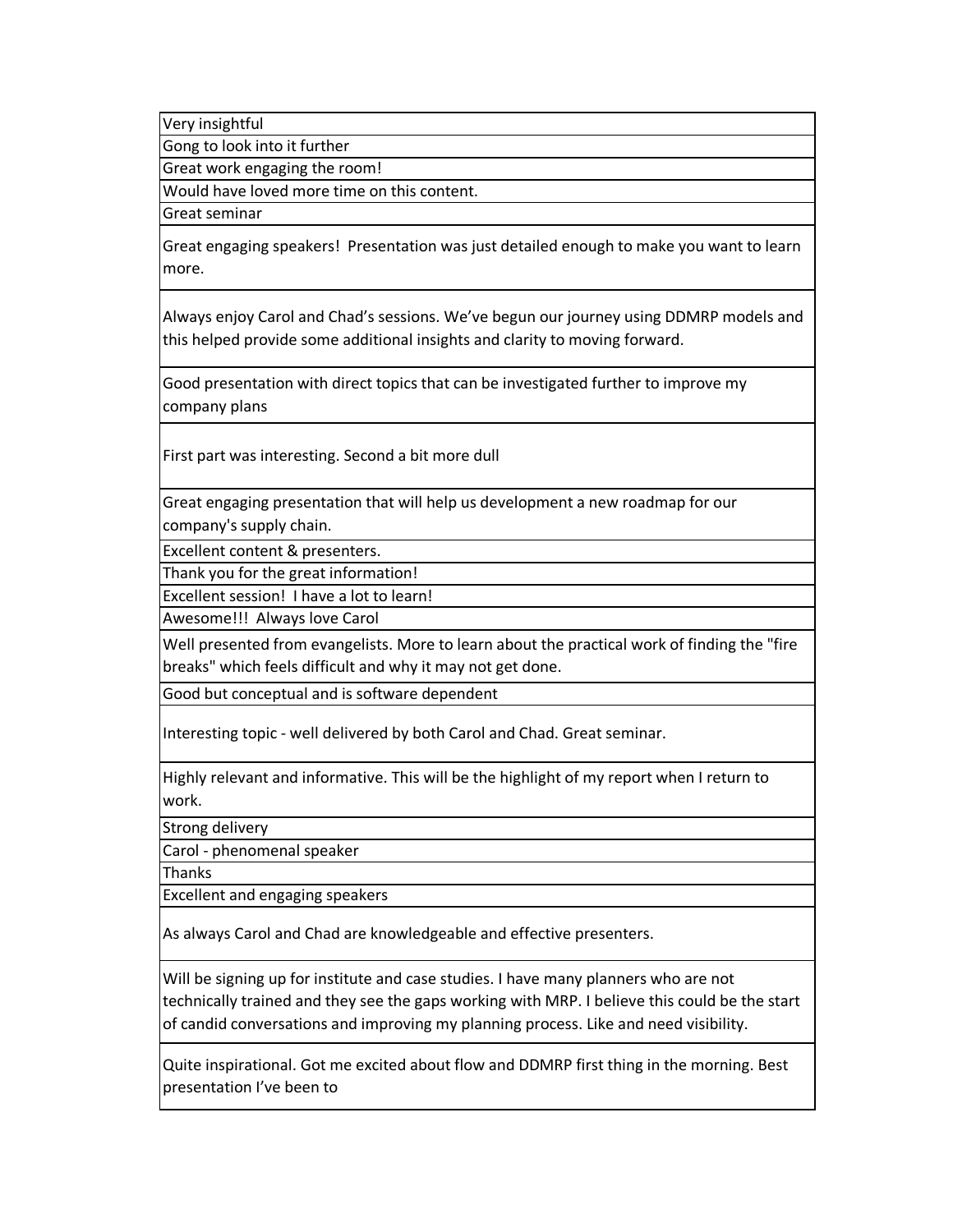| Very insightful |
|---|
| Gong to look into it further |
| Great work engaging the room! |
| Would have loved more time on this content. |
| Great seminar |
| Great engaging speakers! Presentation was just detailed enough to make you want to learn more. |
| Always enjoy Carol and Chad's sessions. We've begun our journey using DDMRP models and this helped provide some additional insights and clarity to moving forward. |
| Good presentation with direct topics that can be investigated further to improve my company plans |
| First part was interesting. Second a bit more dull |
| Great engaging presentation that will help us development a new roadmap for our company's supply chain. |
| Excellent content & presenters. |
| Thank you for the great information! |
| Excellent session! I have a lot to learn! |
| Awesome!!! Always love Carol |
| Well presented from evangelists. More to learn about the practical work of finding the "fire breaks" which feels difficult and why it may not get done. |
| Good but conceptual and is software dependent |
| Interesting topic - well delivered by both Carol and Chad. Great seminar. |
| Highly relevant and informative. This will be the highlight of my report when I return to work. |
| Strong delivery |
| Carol - phenomenal speaker |
| Thanks |
| Excellent and engaging speakers |
| As always Carol and Chad are knowledgeable and effective presenters. |
| Will be signing up for institute and case studies. I have many planners who are not technically trained and they see the gaps working with MRP. I believe this could be the start of candid conversations and improving my planning process. Like and need visibility. |
| Quite inspirational. Got me excited about flow and DDMRP first thing in the morning. Best presentation I've been to |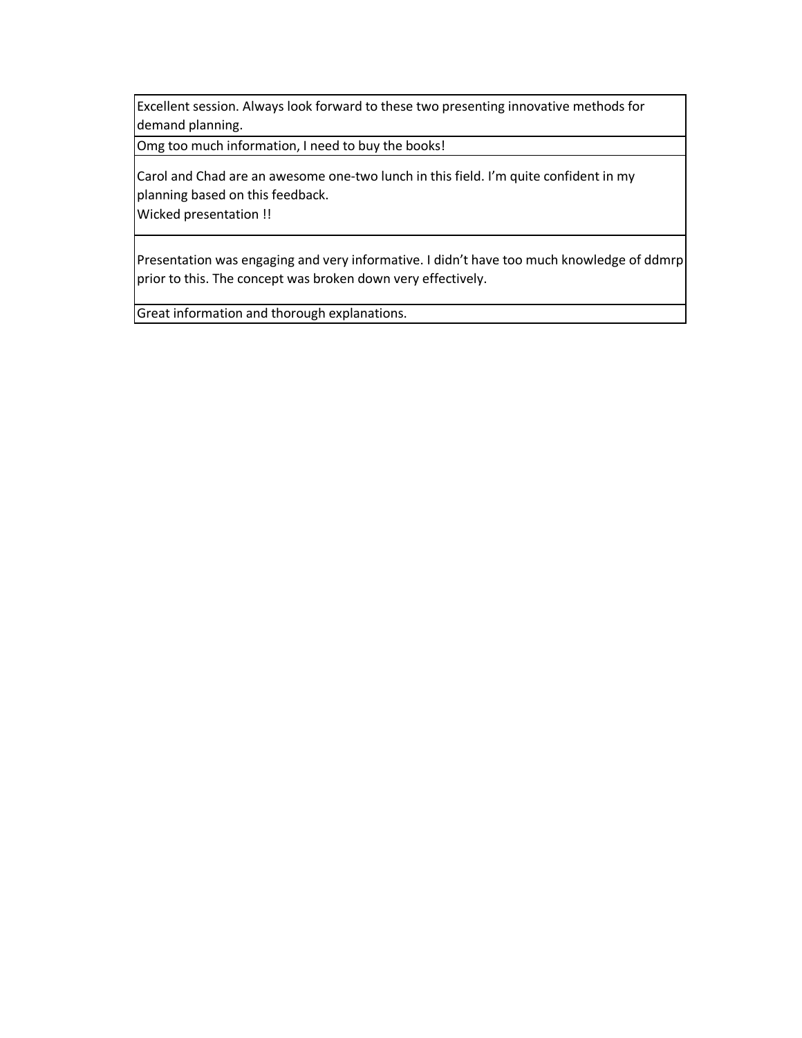| |
|---|
| Excellent session. Always look forward to these two presenting innovative methods for demand planning. |
| Omg too much information, I need to buy the books! |
| Carol and Chad are an awesome one-two lunch in this field. I'm quite confident in my planning based on this feedback.<br>Wicked presentation !! |
| Presentation was engaging and very informative. I didn't have too much knowledge of ddmrp prior to this. The concept was broken down very effectively. |
| Great information and thorough explanations. |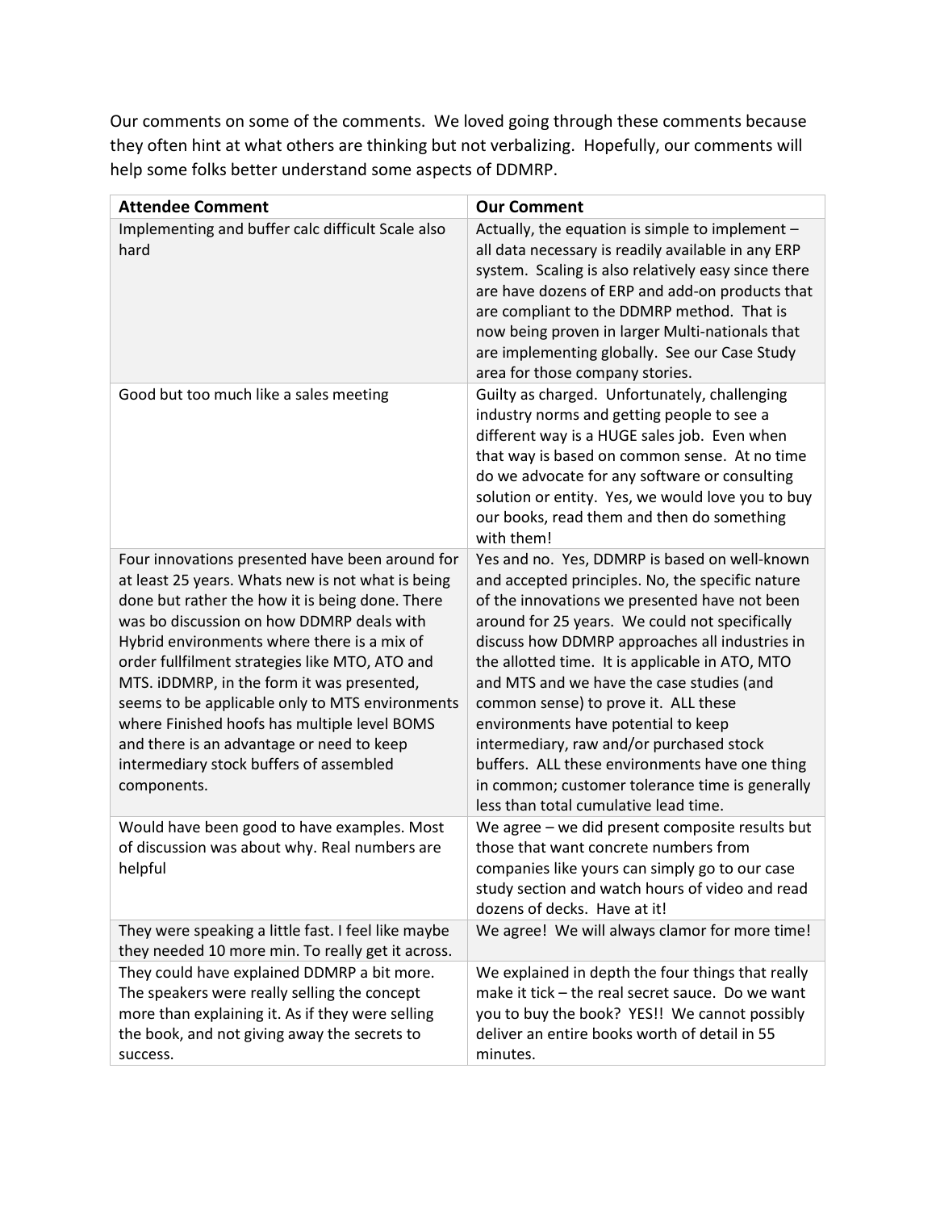Our comments on some of the comments. We loved going through these comments because they often hint at what others are thinking but not verbalizing. Hopefully, our comments will help some folks better understand some aspects of DDMRP.

| Attendee Comment | Our Comment |
| --- | --- |
| Implementing and buffer calc difficult Scale also hard | Actually, the equation is simple to implement – all data necessary is readily available in any ERP system. Scaling is also relatively easy since there are have dozens of ERP and add-on products that are compliant to the DDMRP method. That is now being proven in larger Multi-nationals that are implementing globally. See our Case Study area for those company stories. |
| Good but too much like a sales meeting | Guilty as charged. Unfortunately, challenging industry norms and getting people to see a different way is a HUGE sales job. Even when that way is based on common sense. At no time do we advocate for any software or consulting solution or entity. Yes, we would love you to buy our books, read them and then do something with them! |
| Four innovations presented have been around for at least 25 years. Whats new is not what is being done but rather the how it is being done. There was bo discussion on how DDMRP deals with Hybrid environments where there is a mix of order fullfilment strategies like MTO, ATO and MTS. iDDMRP, in the form it was presented, seems to be applicable only to MTS environments where Finished hoofs has multiple level BOMS and there is an advantage or need to keep intermediary stock buffers of assembled components. | Yes and no. Yes, DDMRP is based on well-known and accepted principles. No, the specific nature of the innovations we presented have not been around for 25 years. We could not specifically discuss how DDMRP approaches all industries in the allotted time. It is applicable in ATO, MTO and MTS and we have the case studies (and common sense) to prove it. ALL these environments have potential to keep intermediary, raw and/or purchased stock buffers. ALL these environments have one thing in common; customer tolerance time is generally less than total cumulative lead time. |
| Would have been good to have examples. Most of discussion was about why. Real numbers are helpful | We agree – we did present composite results but those that want concrete numbers from companies like yours can simply go to our case study section and watch hours of video and read dozens of decks. Have at it! |
| They were speaking a little fast. I feel like maybe they needed 10 more min. To really get it across. | We agree! We will always clamor for more time! |
| They could have explained DDMRP a bit more. The speakers were really selling the concept more than explaining it. As if they were selling the book, and not giving away the secrets to success. | We explained in depth the four things that really make it tick – the real secret sauce. Do we want you to buy the book? YES!! We cannot possibly deliver an entire books worth of detail in 55 minutes. |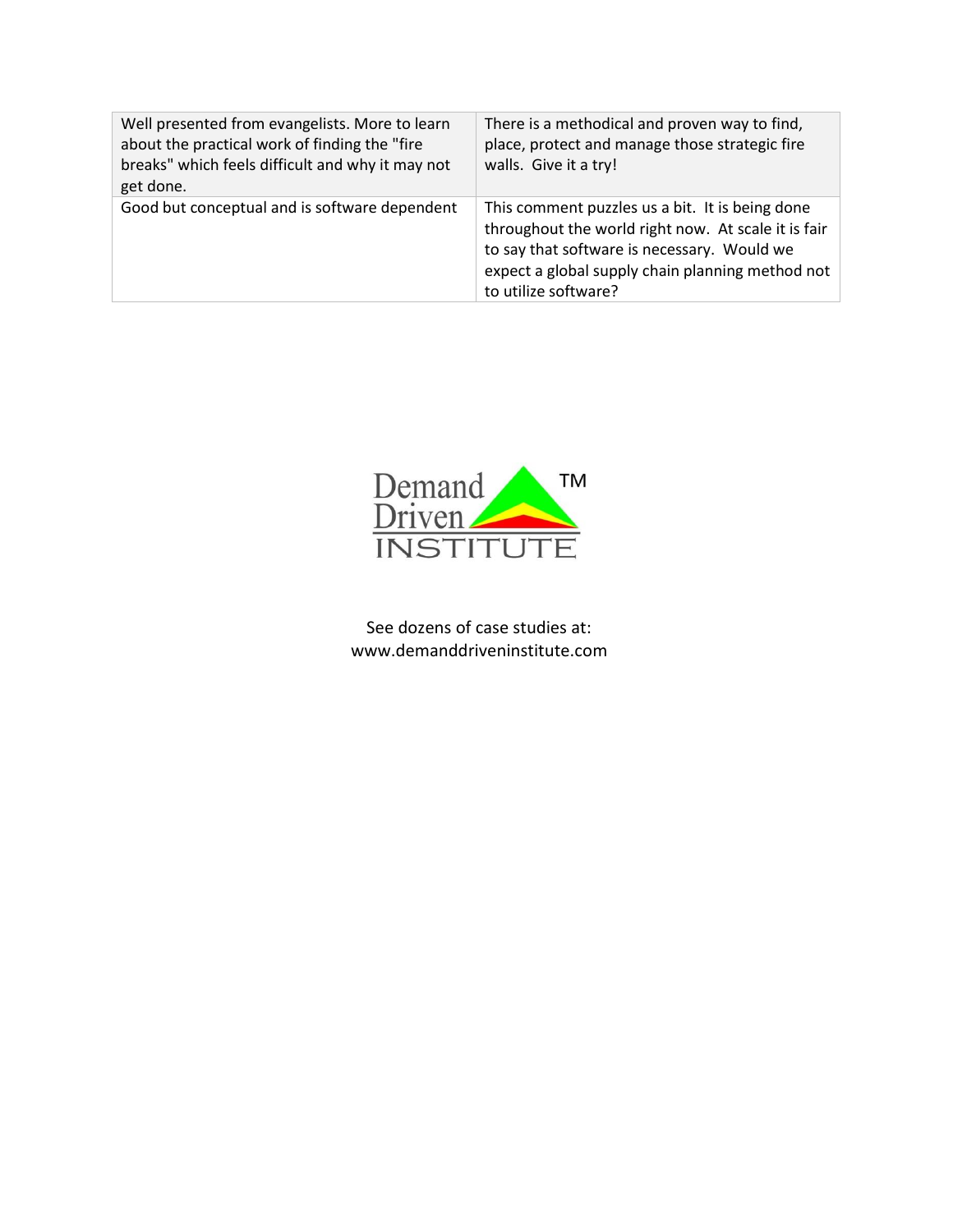| | |
|---|---|
| Well presented from evangelists. More to learn about the practical work of finding the "fire breaks" which feels difficult and why it may not get done. | There is a methodical and proven way to find, place, protect and manage those strategic fire walls. Give it a try! |
| Good but conceptual and is software dependent | This comment puzzles us a bit. It is being done throughout the world right now. At scale it is fair to say that software is necessary. Would we expect a global supply chain planning method not to utilize software? |

Demand Driven INSTITUTE™

See dozens of case studies at:
www.demanddriveninstitute.com